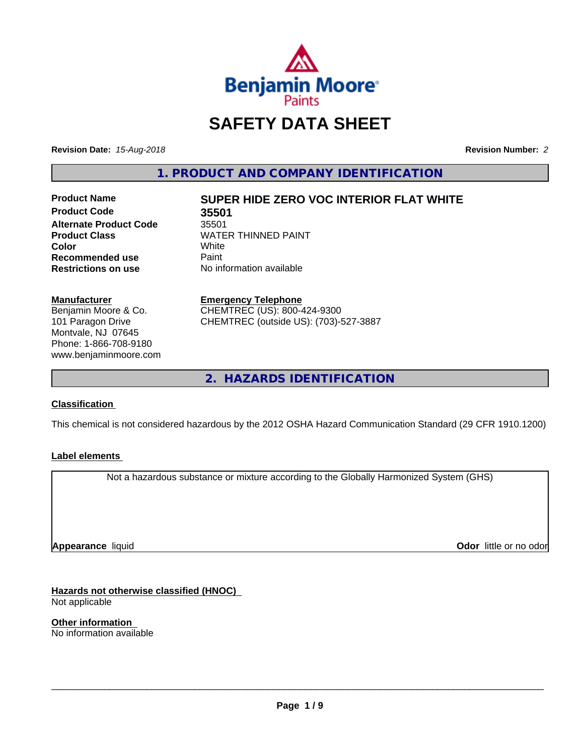Benjamin Moore Paints

# SAFETY DATA SHEET

**Revision Date:** *15-Aug-2018* **Revision Number:** *2*

## 1. PRODUCT AND COMPANY IDENTIFICATION

| | |
|---|---|
| **Product Name** | **SUPER HIDE ZERO VOC INTERIOR FLAT WHITE** |
| **Product Code** | **35501** |
| **Alternate Product Code** | 35501 |
| **Product Class** | WATER THINNED PAINT |
| **Color** | White |
| **Recommended use** | Paint |
| **Restrictions on use** | No information available |

**Manufacturer**
Benjamin Moore & Co.
101 Paragon Drive
Montvale, NJ 07645
Phone: 1-866-708-9180
www.benjaminmoore.com

**Emergency Telephone**
CHEMTREC (US): 800-424-9300
CHEMTREC (outside US): (703)-527-3887

## 2. HAZARDS IDENTIFICATION

**Classification**

This chemical is not considered hazardous by the 2012 OSHA Hazard Communication Standard (29 CFR 1910.1200)

**Label elements**

Not a hazardous substance or mixture according to the Globally Harmonized System (GHS)

**Appearance** liquid

**Odor** little or no odor

**Hazards not otherwise classified (HNOC)**
Not applicable

**Other information**
No information available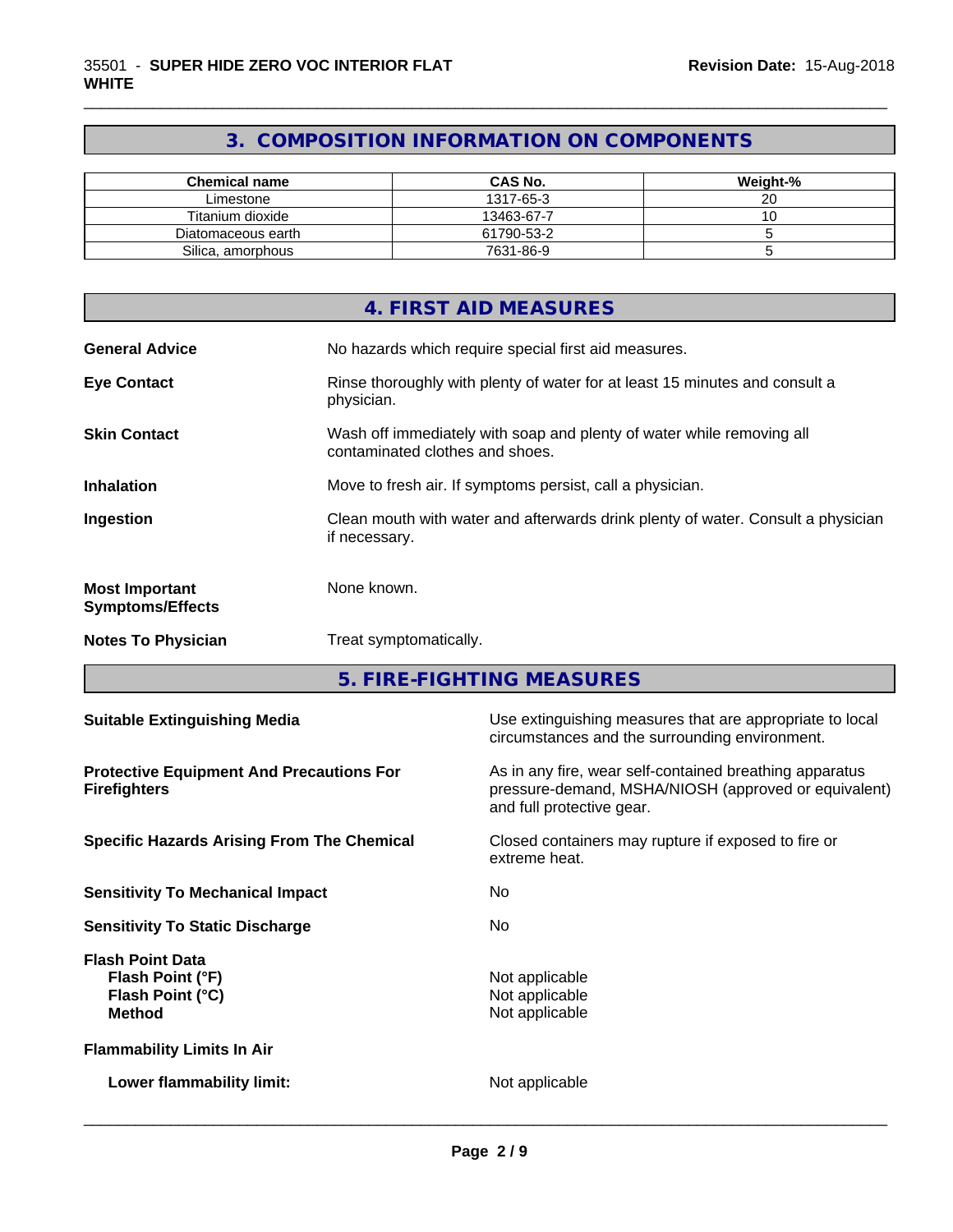## 3. COMPOSITION INFORMATION ON COMPONENTS

| Chemical name | CAS No. | Weight-% |
| --- | --- | --- |
| Limestone | 1317-65-3 | 20 |
| Titanium dioxide | 13463-67-7 | 10 |
| Diatomaceous earth | 61790-53-2 | 5 |
| Silica, amorphous | 7631-86-9 | 5 |

## 4. FIRST AID MEASURES

**General Advice** No hazards which require special first aid measures.

**Eye Contact** Rinse thoroughly with plenty of water for at least 15 minutes and consult a physician.

**Skin Contact** Wash off immediately with soap and plenty of water while removing all contaminated clothes and shoes.

**Inhalation** Move to fresh air. If symptoms persist, call a physician.

**Ingestion** Clean mouth with water and afterwards drink plenty of water. Consult a physician if necessary.

**Most Important Symptoms/Effects** None known.

**Notes To Physician** Treat symptomatically.

## 5. FIRE-FIGHTING MEASURES

**Suitable Extinguishing Media** Use extinguishing measures that are appropriate to local circumstances and the surrounding environment.

**Protective Equipment And Precautions For Firefighters** As in any fire, wear self-contained breathing apparatus pressure-demand, MSHA/NIOSH (approved or equivalent) and full protective gear.

**Specific Hazards Arising From The Chemical** Closed containers may rupture if exposed to fire or extreme heat.

**Sensitivity To Mechanical Impact** No

**Sensitivity To Static Discharge** No

**Flash Point Data**
**Flash Point (°F)** Not applicable
**Flash Point (°C)** Not applicable
**Method** Not applicable

**Flammability Limits In Air**

**Lower flammability limit:** Not applicable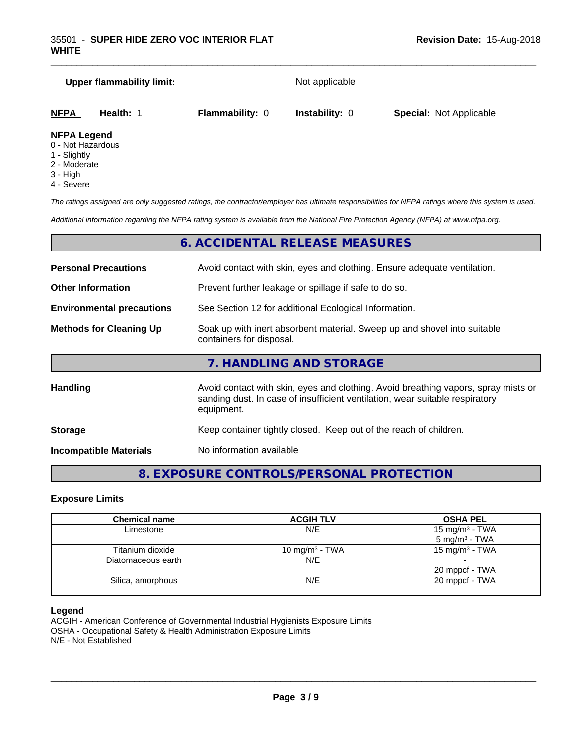**Upper flammability limit:** Not applicable

| | | | | |
|---|---|---|---|---|
| **NFPA** | **Health:** 1 | **Flammability:** 0 | **Instability:** 0 | **Special:** Not Applicable |

**NFPA Legend**
- 0 - Not Hazardous
- 1 - Slightly
- 2 - Moderate
- 3 - High
- 4 - Severe

*The ratings assigned are only suggested ratings, the contractor/employer has ultimate responsibilities for NFPA ratings where this system is used.*

*Additional information regarding the NFPA rating system is available from the National Fire Protection Agency (NFPA) at www.nfpa.org.*

## 6. ACCIDENTAL RELEASE MEASURES

**Personal Precautions** Avoid contact with skin, eyes and clothing. Ensure adequate ventilation.

**Other Information** Prevent further leakage or spillage if safe to do so.

**Environmental precautions** See Section 12 for additional Ecological Information.

**Methods for Cleaning Up** Soak up with inert absorbent material. Sweep up and shovel into suitable containers for disposal.

## 7. HANDLING AND STORAGE

**Handling** Avoid contact with skin, eyes and clothing. Avoid breathing vapors, spray mists or sanding dust. In case of insufficient ventilation, wear suitable respiratory equipment.

**Storage** Keep container tightly closed. Keep out of the reach of children.

**Incompatible Materials** No information available

## 8. EXPOSURE CONTROLS/PERSONAL PROTECTION

### Exposure Limits

| Chemical name | ACGIH TLV | OSHA PEL |
|---|---|---|
| Limestone | N/E | 15 mg/m³ - TWA<br>5 mg/m³ - TWA |
| Titanium dioxide | 10 mg/m³ - TWA | 15 mg/m³ - TWA |
| Diatomaceous earth | N/E | -<br>20 mppcf - TWA |
| Silica, amorphous | N/E | 20 mppcf - TWA |

**Legend**
ACGIH - American Conference of Governmental Industrial Hygienists Exposure Limits
OSHA - Occupational Safety & Health Administration Exposure Limits
N/E - Not Established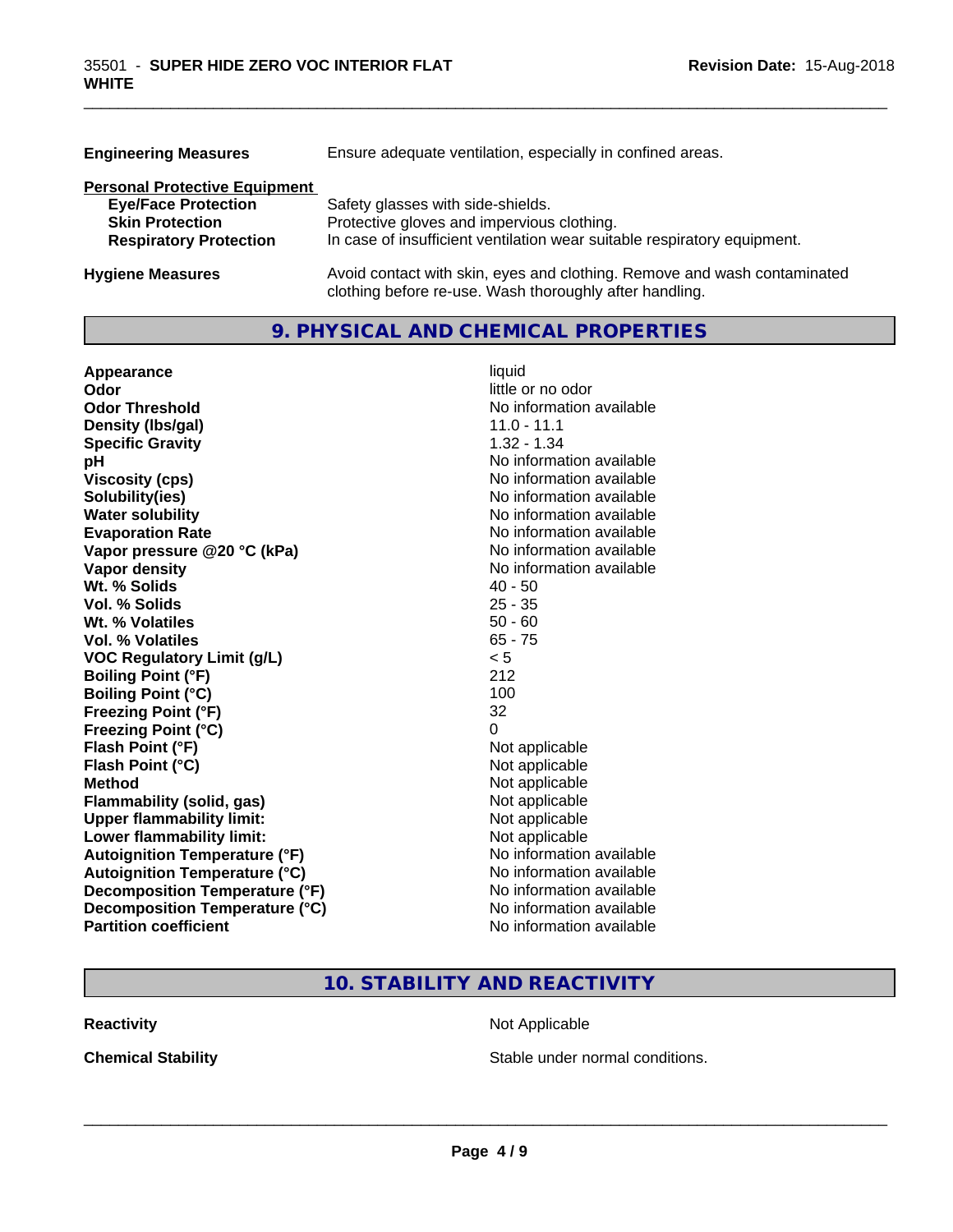| | |
|---|---|
| **Engineering Measures** | Ensure adequate ventilation, especially in confined areas. |
| **Personal Protective Equipment** | |
| **Eye/Face Protection** | Safety glasses with side-shields. |
| **Skin Protection** | Protective gloves and impervious clothing. |
| **Respiratory Protection** | In case of insufficient ventilation wear suitable respiratory equipment. |
| **Hygiene Measures** | Avoid contact with skin, eyes and clothing. Remove and wash contaminated clothing before re-use. Wash thoroughly after handling. |

## 9. PHYSICAL AND CHEMICAL PROPERTIES

| | |
|---|---|
| **Appearance** | liquid |
| **Odor** | little or no odor |
| **Odor Threshold** | No information available |
| **Density (lbs/gal)** | 11.0 - 11.1 |
| **Specific Gravity** | 1.32 - 1.34 |
| **pH** | No information available |
| **Viscosity (cps)** | No information available |
| **Solubility(ies)** | No information available |
| **Water solubility** | No information available |
| **Evaporation Rate** | No information available |
| **Vapor pressure @20 °C (kPa)** | No information available |
| **Vapor density** | No information available |
| **Wt. % Solids** | 40 - 50 |
| **Vol. % Solids** | 25 - 35 |
| **Wt. % Volatiles** | 50 - 60 |
| **Vol. % Volatiles** | 65 - 75 |
| **VOC Regulatory Limit (g/L)** | < 5 |
| **Boiling Point (°F)** | 212 |
| **Boiling Point (°C)** | 100 |
| **Freezing Point (°F)** | 32 |
| **Freezing Point (°C)** | 0 |
| **Flash Point (°F)** | Not applicable |
| **Flash Point (°C)** | Not applicable |
| **Method** | Not applicable |
| **Flammability (solid, gas)** | Not applicable |
| **Upper flammability limit:** | Not applicable |
| **Lower flammability limit:** | Not applicable |
| **Autoignition Temperature (°F)** | No information available |
| **Autoignition Temperature (°C)** | No information available |
| **Decomposition Temperature (°F)** | No information available |
| **Decomposition Temperature (°C)** | No information available |
| **Partition coefficient** | No information available |

## 10. STABILITY AND REACTIVITY

| | |
|---|---|
| **Reactivity** | Not Applicable |
| **Chemical Stability** | Stable under normal conditions. |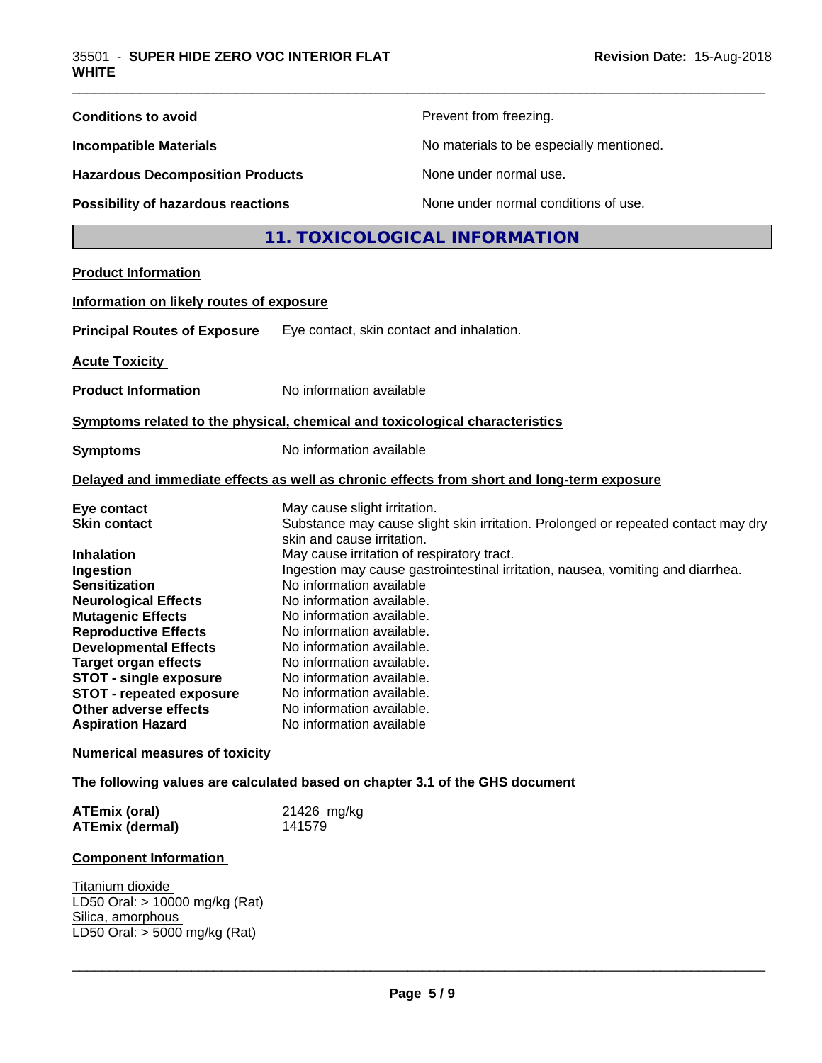| | |
|---|---|
| **Conditions to avoid** | Prevent from freezing. |
| **Incompatible Materials** | No materials to be especially mentioned. |
| **Hazardous Decomposition Products** | None under normal use. |
| **Possibility of hazardous reactions** | None under normal conditions of use. |

## 11. TOXICOLOGICAL INFORMATION

**Product Information**

**Information on likely routes of exposure**

**Principal Routes of Exposure** Eye contact, skin contact and inhalation.

**Acute Toxicity**

**Product Information** No information available

**Symptoms related to the physical, chemical and toxicological characteristics**

**Symptoms** No information available

**Delayed and immediate effects as well as chronic effects from short and long-term exposure**

| | |
|---|---|
| **Eye contact** | May cause slight irritation. |
| **Skin contact** | Substance may cause slight skin irritation. Prolonged or repeated contact may dry skin and cause irritation. |
| **Inhalation** | May cause irritation of respiratory tract. |
| **Ingestion** | Ingestion may cause gastrointestinal irritation, nausea, vomiting and diarrhea. |
| **Sensitization** | No information available |
| **Neurological Effects** | No information available. |
| **Mutagenic Effects** | No information available. |
| **Reproductive Effects** | No information available. |
| **Developmental Effects** | No information available. |
| **Target organ effects** | No information available. |
| **STOT - single exposure** | No information available. |
| **STOT - repeated exposure** | No information available. |
| **Other adverse effects** | No information available. |
| **Aspiration Hazard** | No information available |

**Numerical measures of toxicity**

**The following values are calculated based on chapter 3.1 of the GHS document**

| | |
|---|---|
| **ATEmix (oral)** | 21426 mg/kg |
| **ATEmix (dermal)** | 141579 |

**Component Information**

Titanium dioxide
LD50 Oral: > 10000 mg/kg (Rat)
Silica, amorphous
LD50 Oral: > 5000 mg/kg (Rat)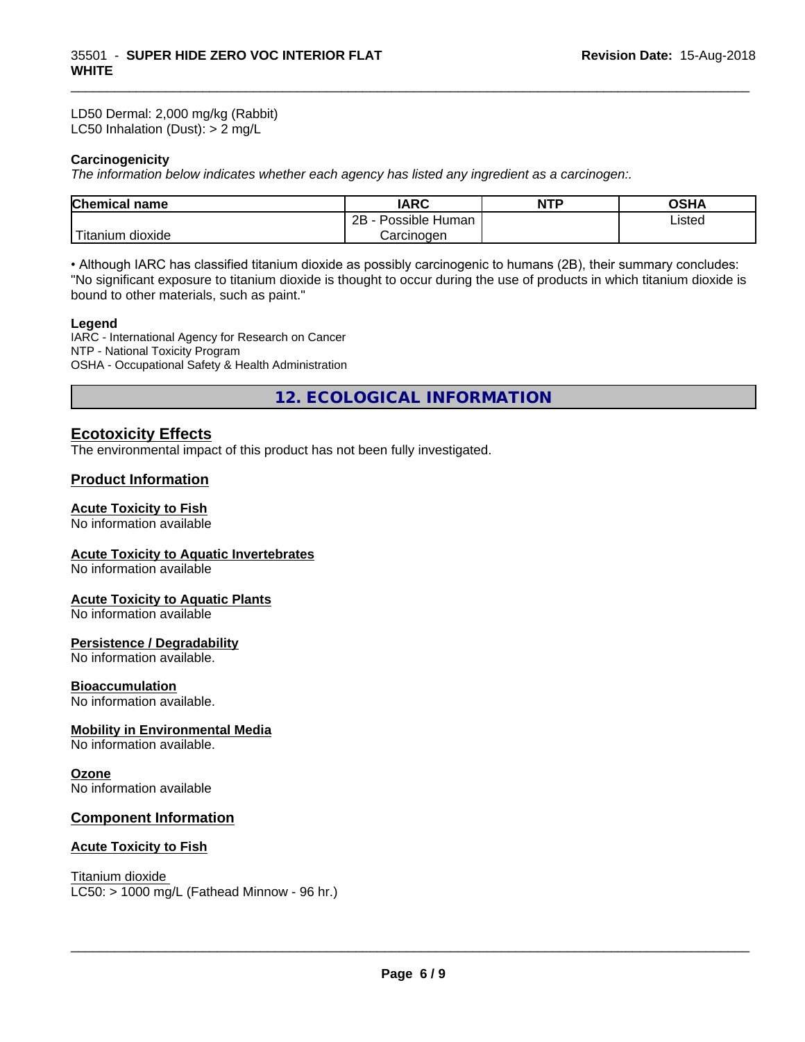LD50 Dermal: 2,000 mg/kg (Rabbit)
LC50 Inhalation (Dust): > 2 mg/L

**Carcinogenicity**

*The information below indicates whether each agency has listed any ingredient as a carcinogen:.*

| Chemical name | IARC | NTP | OSHA |
|---|---|---|---|
| Titanium dioxide | 2B - Possible Human Carcinogen | | Listed |

• Although IARC has classified titanium dioxide as possibly carcinogenic to humans (2B), their summary concludes: "No significant exposure to titanium dioxide is thought to occur during the use of products in which titanium dioxide is bound to other materials, such as paint."

**Legend**

IARC - International Agency for Research on Cancer
NTP - National Toxicity Program
OSHA - Occupational Safety & Health Administration

## 12. ECOLOGICAL INFORMATION

### Ecotoxicity Effects

The environmental impact of this product has not been fully investigated.

### Product Information

#### Acute Toxicity to Fish

No information available

#### Acute Toxicity to Aquatic Invertebrates

No information available

#### Acute Toxicity to Aquatic Plants

No information available

#### Persistence / Degradability

No information available.

#### Bioaccumulation

No information available.

#### Mobility in Environmental Media

No information available.

#### Ozone

No information available

### Component Information

#### Acute Toxicity to Fish

Titanium dioxide
LC50: > 1000 mg/L (Fathead Minnow - 96 hr.)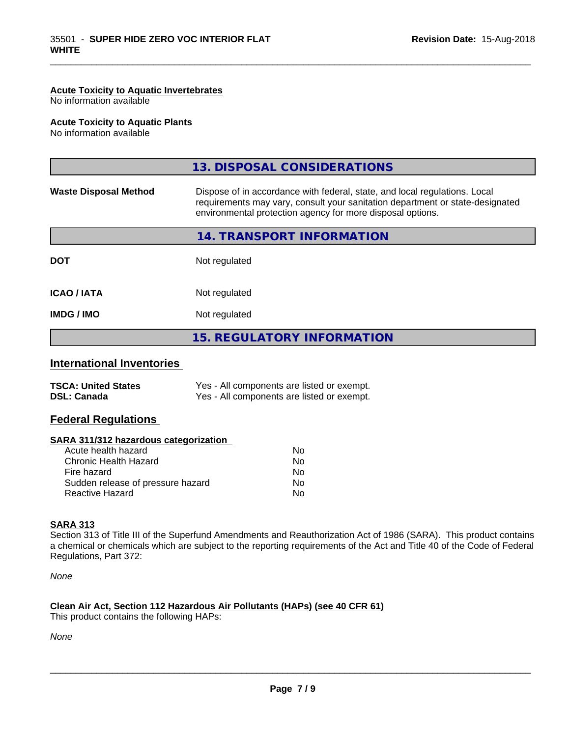**Acute Toxicity to Aquatic Invertebrates**
No information available

**Acute Toxicity to Aquatic Plants**
No information available

## 13. DISPOSAL CONSIDERATIONS

| | |
|---|---|
| **Waste Disposal Method** | Dispose of in accordance with federal, state, and local regulations. Local requirements may vary, consult your sanitation department or state-designated environmental protection agency for more disposal options. |

## 14. TRANSPORT INFORMATION

| | |
|---|---|
| **DOT** | Not regulated |
| **ICAO / IATA** | Not regulated |
| **IMDG / IMO** | Not regulated |

## 15. REGULATORY INFORMATION

### International Inventories

| | |
|---|---|
| **TSCA: United States** | Yes - All components are listed or exempt. |
| **DSL: Canada** | Yes - All components are listed or exempt. |

### Federal Regulations

**SARA 311/312 hazardous categorization**

| | |
|---|---|
| Acute health hazard | No |
| Chronic Health Hazard | No |
| Fire hazard | No |
| Sudden release of pressure hazard | No |
| Reactive Hazard | No |

**SARA 313**
Section 313 of Title III of the Superfund Amendments and Reauthorization Act of 1986 (SARA). This product contains a chemical or chemicals which are subject to the reporting requirements of the Act and Title 40 of the Code of Federal Regulations, Part 372:

*None*

**Clean Air Act, Section 112 Hazardous Air Pollutants (HAPs) (see 40 CFR 61)**
This product contains the following HAPs:

*None*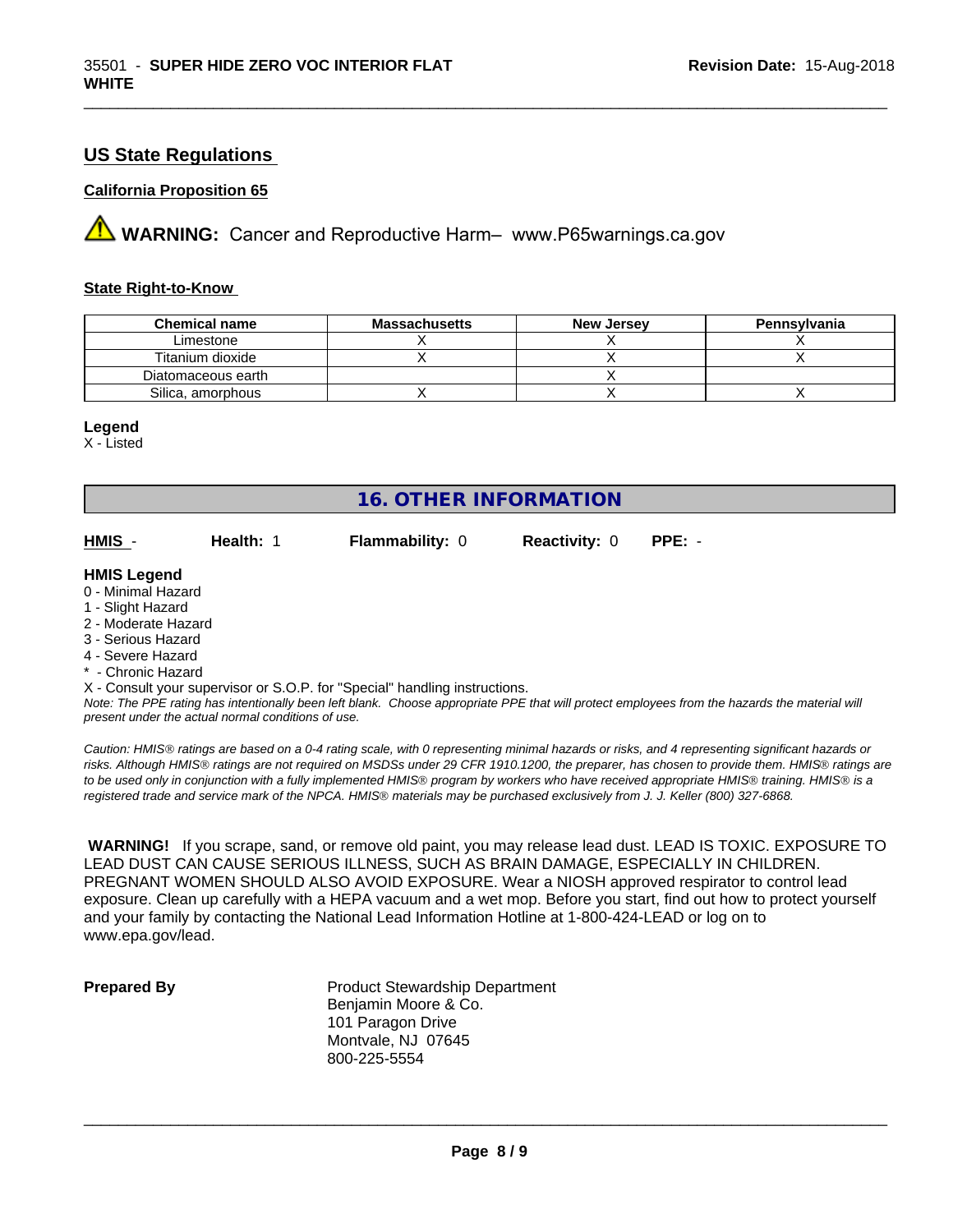## US State Regulations

**California Proposition 65**

⚠ **WARNING:** Cancer and Reproductive Harm– www.P65warnings.ca.gov

**State Right-to-Know**

| Chemical name | Massachusetts | New Jersey | Pennsylvania |
|---|---|---|---|
| Limestone | X | X | X |
| Titanium dioxide | X | X | X |
| Diatomaceous earth | | X | |
| Silica, amorphous | X | X | X |

**Legend**
X - Listed

## 16. OTHER INFORMATION

**HMIS** - **Health:** 1 **Flammability:** 0 **Reactivity:** 0 **PPE:** -

**HMIS Legend**
0 - Minimal Hazard
1 - Slight Hazard
2 - Moderate Hazard
3 - Serious Hazard
4 - Severe Hazard
* - Chronic Hazard
X - Consult your supervisor or S.O.P. for "Special" handling instructions.

*Note: The PPE rating has intentionally been left blank. Choose appropriate PPE that will protect employees from the hazards the material will present under the actual normal conditions of use.*

*Caution: HMIS® ratings are based on a 0-4 rating scale, with 0 representing minimal hazards or risks, and 4 representing significant hazards or risks. Although HMIS® ratings are not required on MSDSs under 29 CFR 1910.1200, the preparer, has chosen to provide them. HMIS® ratings are to be used only in conjunction with a fully implemented HMIS® program by workers who have received appropriate HMIS® training. HMIS® is a registered trade and service mark of the NPCA. HMIS® materials may be purchased exclusively from J. J. Keller (800) 327-6868.*

**WARNING!** If you scrape, sand, or remove old paint, you may release lead dust. LEAD IS TOXIC. EXPOSURE TO LEAD DUST CAN CAUSE SERIOUS ILLNESS, SUCH AS BRAIN DAMAGE, ESPECIALLY IN CHILDREN. PREGNANT WOMEN SHOULD ALSO AVOID EXPOSURE. Wear a NIOSH approved respirator to control lead exposure. Clean up carefully with a HEPA vacuum and a wet mop. Before you start, find out how to protect yourself and your family by contacting the National Lead Information Hotline at 1-800-424-LEAD or log on to www.epa.gov/lead.

**Prepared By**
Product Stewardship Department
Benjamin Moore & Co.
101 Paragon Drive
Montvale, NJ 07645
800-225-5554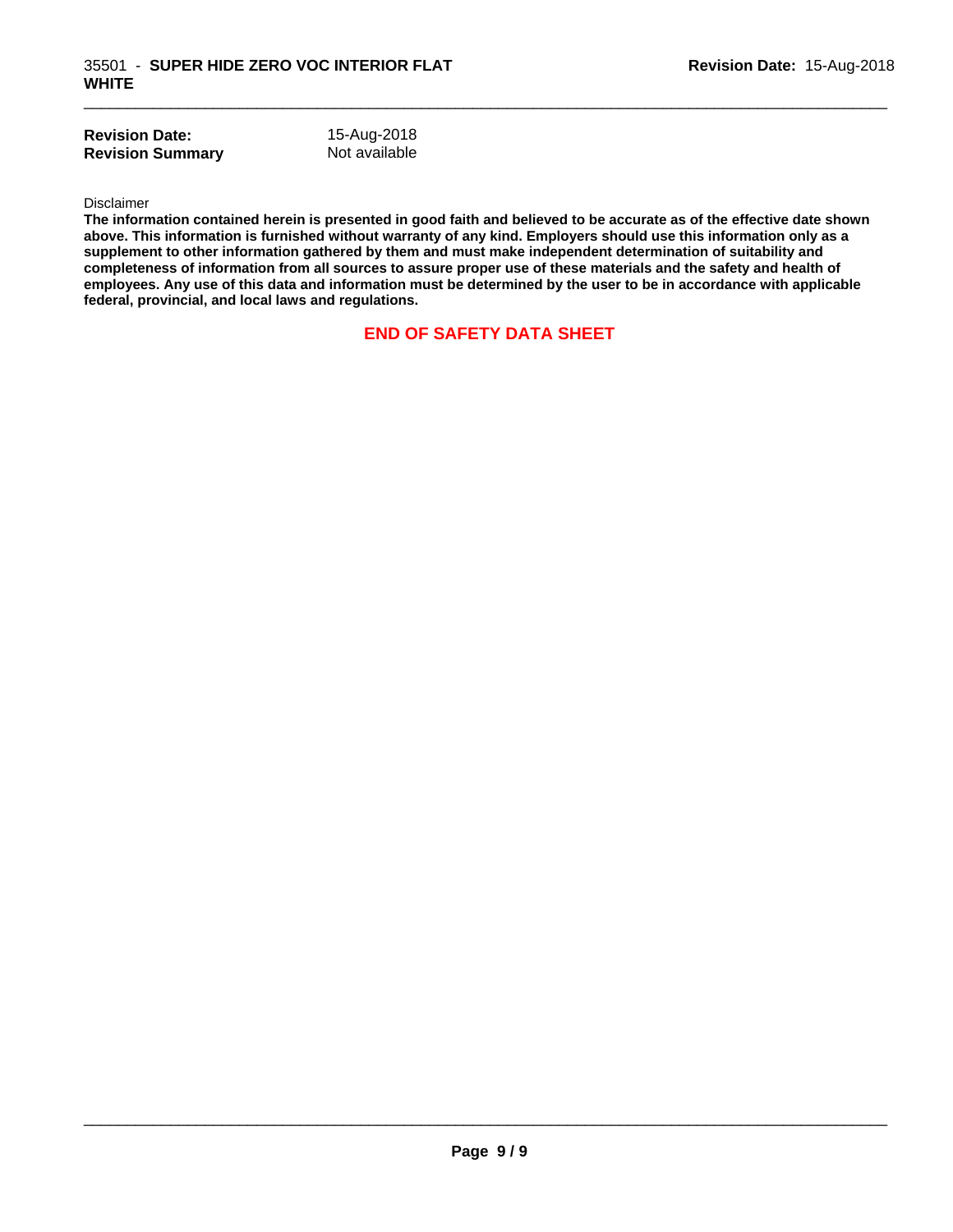**Revision Date:** 15-Aug-2018
**Revision Summary** Not available

Disclaimer

**The information contained herein is presented in good faith and believed to be accurate as of the effective date shown above. This information is furnished without warranty of any kind. Employers should use this information only as a supplement to other information gathered by them and must make independent determination of suitability and completeness of information from all sources to assure proper use of these materials and the safety and health of employees. Any use of this data and information must be determined by the user to be in accordance with applicable federal, provincial, and local laws and regulations.**

**END OF SAFETY DATA SHEET**